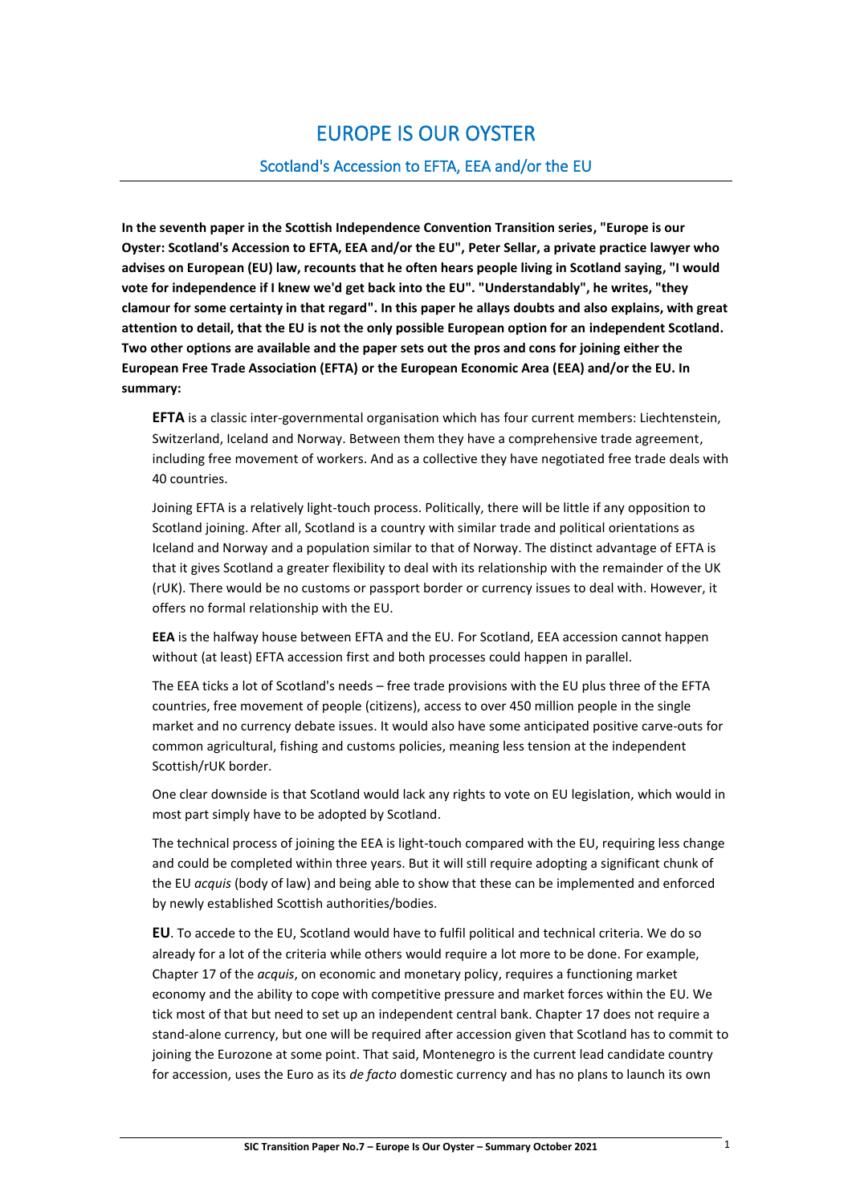# EUROPE IS OUR OYSTER

## Scotland's Accession to EFTA, EEA and/or the EU

**In the seventh paper in the Scottish Independence Convention Transition series, "Europe is our Oyster: Scotland's Accession to EFTA, EEA and/or the EU", Peter Sellar, a private practice lawyer who advises on European (EU) law, recounts that he often hears people living in Scotland saying, "I would vote for independence if I knew we'd get back into the EU". "Understandably", he writes, "they clamour for some certainty in that regard". In this paper he allays doubts and also explains, with great attention to detail, that the EU is not the only possible European option for an independent Scotland. Two other options are available and the paper sets out the pros and cons for joining either the European Free Trade Association (EFTA) or the European Economic Area (EEA) and/or the EU. In summary:**

**EFTA** is a classic inter-governmental organisation which has four current members: Liechtenstein, Switzerland, Iceland and Norway. Between them they have a comprehensive trade agreement, including free movement of workers. And as a collective they have negotiated free trade deals with 40 countries.

Joining EFTA is a relatively light-touch process. Politically, there will be little if any opposition to Scotland joining. After all, Scotland is a country with similar trade and political orientations as Iceland and Norway and a population similar to that of Norway. The distinct advantage of EFTA is that it gives Scotland a greater flexibility to deal with its relationship with the remainder of the UK (rUK). There would be no customs or passport border or currency issues to deal with. However, it offers no formal relationship with the EU.

**EEA** is the halfway house between EFTA and the EU. For Scotland, EEA accession cannot happen without (at least) EFTA accession first and both processes could happen in parallel.

The EEA ticks a lot of Scotland's needs – free trade provisions with the EU plus three of the EFTA countries, free movement of people (citizens), access to over 450 million people in the single market and no currency debate issues. It would also have some anticipated positive carve-outs for common agricultural, fishing and customs policies, meaning less tension at the independent Scottish/rUK border.

One clear downside is that Scotland would lack any rights to vote on EU legislation, which would in most part simply have to be adopted by Scotland.

The technical process of joining the EEA is light-touch compared with the EU, requiring less change and could be completed within three years. But it will still require adopting a significant chunk of the EU *acquis* (body of law) and being able to show that these can be implemented and enforced by newly established Scottish authorities/bodies.

**EU**. To accede to the EU, Scotland would have to fulfil political and technical criteria. We do so already for a lot of the criteria while others would require a lot more to be done. For example, Chapter 17 of the *acquis*, on economic and monetary policy, requires a functioning market economy and the ability to cope with competitive pressure and market forces within the EU. We tick most of that but need to set up an independent central bank. Chapter 17 does not require a stand-alone currency, but one will be required after accession given that Scotland has to commit to joining the Eurozone at some point. That said, Montenegro is the current lead candidate country for accession, uses the Euro as its *de facto* domestic currency and has no plans to launch its own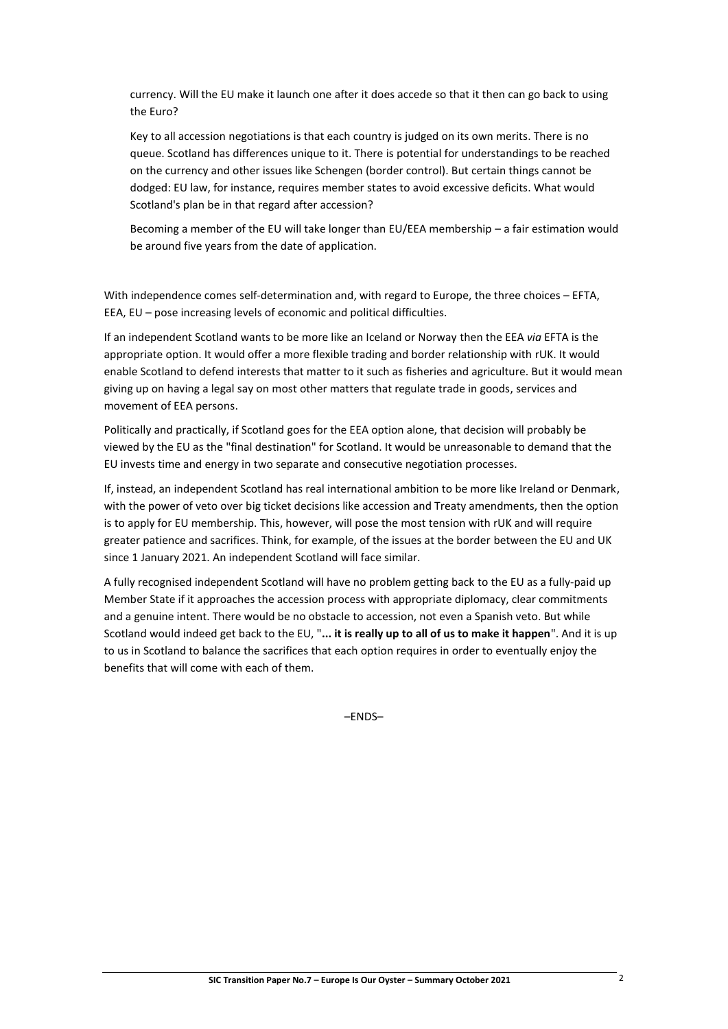currency. Will the EU make it launch one after it does accede so that it then can go back to using the Euro?

Key to all accession negotiations is that each country is judged on its own merits. There is no queue. Scotland has differences unique to it. There is potential for understandings to be reached on the currency and other issues like Schengen (border control). But certain things cannot be dodged: EU law, for instance, requires member states to avoid excessive deficits. What would Scotland's plan be in that regard after accession?

Becoming a member of the EU will take longer than EU/EEA membership – a fair estimation would be around five years from the date of application.

With independence comes self-determination and, with regard to Europe, the three choices – EFTA, EEA, EU – pose increasing levels of economic and political difficulties.

If an independent Scotland wants to be more like an Iceland or Norway then the EEA *via* EFTA is the appropriate option. It would offer a more flexible trading and border relationship with rUK. It would enable Scotland to defend interests that matter to it such as fisheries and agriculture. But it would mean giving up on having a legal say on most other matters that regulate trade in goods, services and movement of EEA persons.

Politically and practically, if Scotland goes for the EEA option alone, that decision will probably be viewed by the EU as the "final destination" for Scotland. It would be unreasonable to demand that the EU invests time and energy in two separate and consecutive negotiation processes.

If, instead, an independent Scotland has real international ambition to be more like Ireland or Denmark, with the power of veto over big ticket decisions like accession and Treaty amendments, then the option is to apply for EU membership. This, however, will pose the most tension with rUK and will require greater patience and sacrifices. Think, for example, of the issues at the border between the EU and UK since 1 January 2021. An independent Scotland will face similar.

A fully recognised independent Scotland will have no problem getting back to the EU as a fully-paid up Member State if it approaches the accession process with appropriate diplomacy, clear commitments and a genuine intent. There would be no obstacle to accession, not even a Spanish veto. But while Scotland would indeed get back to the EU, "**... it is really up to all of us to make it happen**". And it is up to us in Scotland to balance the sacrifices that each option requires in order to eventually enjoy the benefits that will come with each of them.

–ENDS–